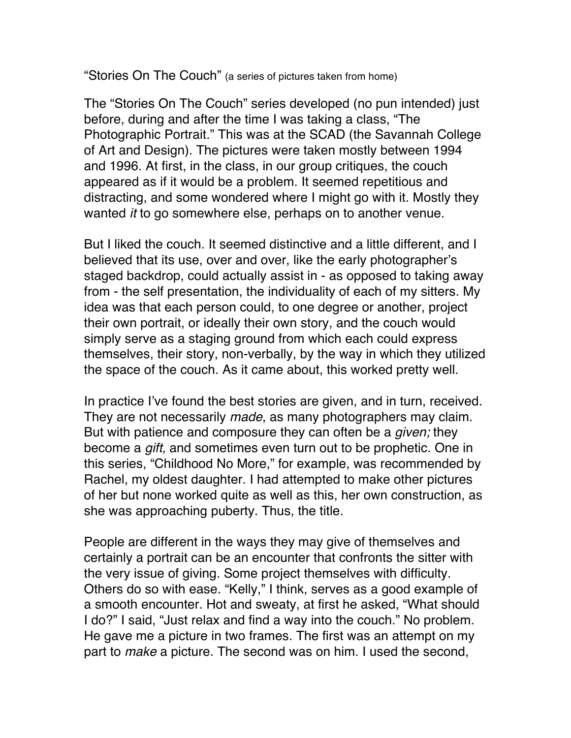"Stories On The Couch" (a series of pictures taken from home)

The "Stories On The Couch" series developed (no pun intended) just before, during and after the time I was taking a class, "The Photographic Portrait." This was at the SCAD (the Savannah College of Art and Design). The pictures were taken mostly between 1994 and 1996. At first, in the class, in our group critiques, the couch appeared as if it would be a problem. It seemed repetitious and distracting, and some wondered where I might go with it. Mostly they wanted *it* to go somewhere else, perhaps on to another venue.

But I liked the couch. It seemed distinctive and a little different, and I believed that its use, over and over, like the early photographer's staged backdrop, could actually assist in - as opposed to taking away from - the self presentation, the individuality of each of my sitters. My idea was that each person could, to one degree or another, project their own portrait, or ideally their own story, and the couch would simply serve as a staging ground from which each could express themselves, their story, non-verbally, by the way in which they utilized the space of the couch. As it came about, this worked pretty well.

In practice I've found the best stories are given, and in turn, received. They are not necessarily *made*, as many photographers may claim. But with patience and composure they can often be a *given;* they become a *gift,* and sometimes even turn out to be prophetic. One in this series, "Childhood No More," for example, was recommended by Rachel, my oldest daughter. I had attempted to make other pictures of her but none worked quite as well as this, her own construction, as she was approaching puberty. Thus, the title.

People are different in the ways they may give of themselves and certainly a portrait can be an encounter that confronts the sitter with the very issue of giving. Some project themselves with difficulty. Others do so with ease. "Kelly," I think, serves as a good example of a smooth encounter. Hot and sweaty, at first he asked, "What should I do?" I said, "Just relax and find a way into the couch." No problem. He gave me a picture in two frames. The first was an attempt on my part to *make* a picture. The second was on him. I used the second,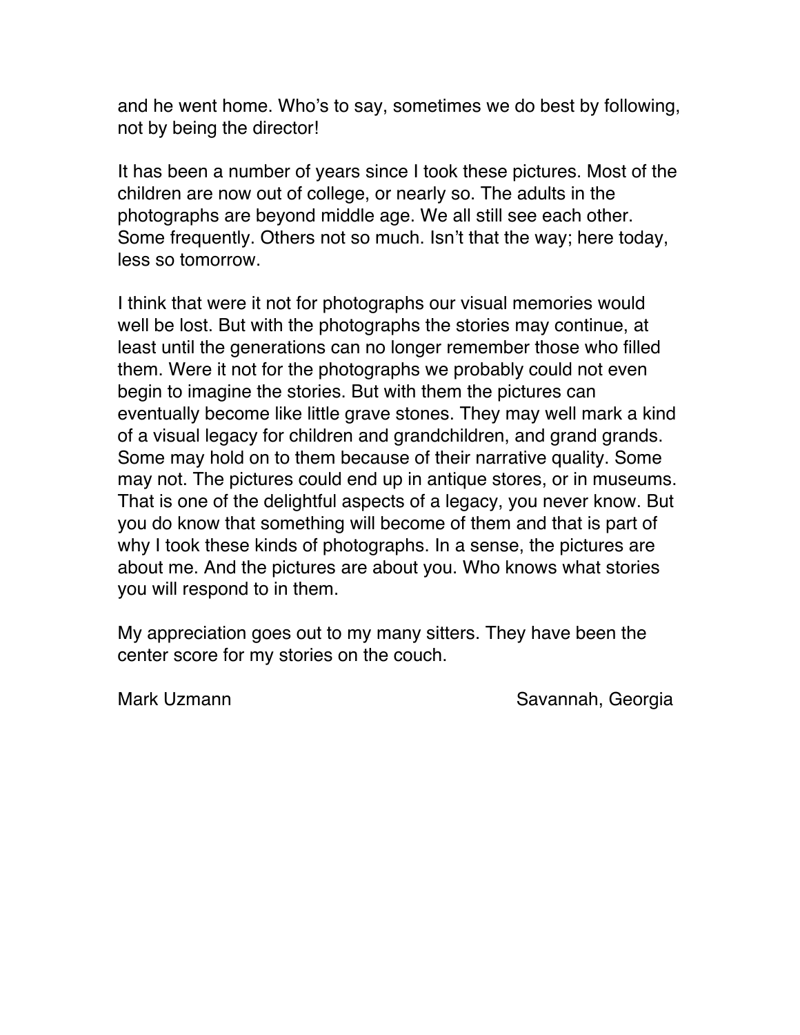and he went home. Who's to say, sometimes we do best by following, not by being the director!

It has been a number of years since I took these pictures. Most of the children are now out of college, or nearly so. The adults in the photographs are beyond middle age. We all still see each other. Some frequently. Others not so much. Isn't that the way; here today, less so tomorrow.

I think that were it not for photographs our visual memories would well be lost. But with the photographs the stories may continue, at least until the generations can no longer remember those who filled them. Were it not for the photographs we probably could not even begin to imagine the stories. But with them the pictures can eventually become like little grave stones. They may well mark a kind of a visual legacy for children and grandchildren, and grand grands. Some may hold on to them because of their narrative quality. Some may not. The pictures could end up in antique stores, or in museums. That is one of the delightful aspects of a legacy, you never know. But you do know that something will become of them and that is part of why I took these kinds of photographs. In a sense, the pictures are about me. And the pictures are about you. Who knows what stories you will respond to in them.

My appreciation goes out to my many sitters. They have been the center score for my stories on the couch.

Mark Uzmann — Savannah, Georgia